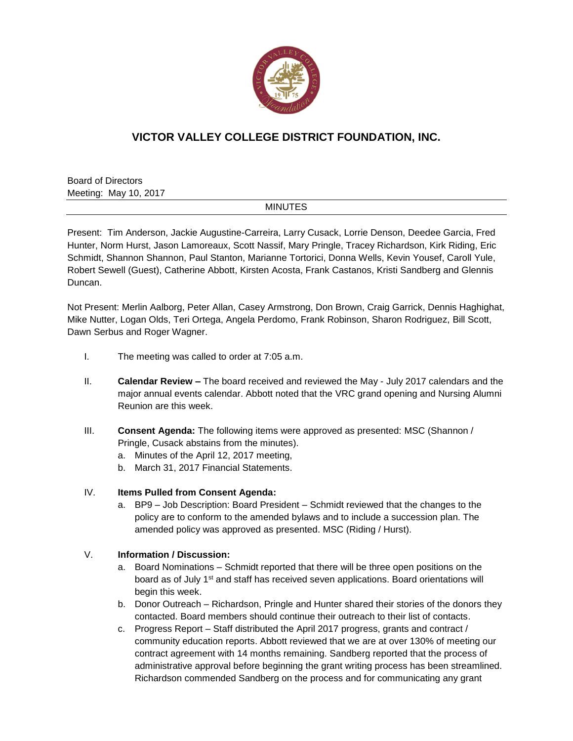# VICTOR VALLEY COLLEGE DISTRICT FOUNDATION, INC.

Board of Directors
Meeting: May 10, 2017

MINUTES

Present: Tim Anderson, Jackie Augustine-Carreira, Larry Cusack, Lorrie Denson, Deedee Garcia, Fred Hunter, Norm Hurst, Jason Lamoreaux, Scott Nassif, Mary Pringle, Tracey Richardson, Kirk Riding, Eric Schmidt, Shannon Shannon, Paul Stanton, Marianne Tortorici, Donna Wells, Kevin Yousef, Caroll Yule, Robert Sewell (Guest), Catherine Abbott, Kirsten Acosta, Frank Castanos, Kristi Sandberg and Glennis Duncan.

Not Present: Merlin Aalborg, Peter Allan, Casey Armstrong, Don Brown, Craig Garrick, Dennis Haghighat, Mike Nutter, Logan Olds, Teri Ortega, Angela Perdomo, Frank Robinson, Sharon Rodriguez, Bill Scott, Dawn Serbus and Roger Wagner.

I. The meeting was called to order at 7:05 a.m.

II. **Calendar Review –** The board received and reviewed the May - July 2017 calendars and the major annual events calendar. Abbott noted that the VRC grand opening and Nursing Alumni Reunion are this week.

III. **Consent Agenda:** The following items were approved as presented: MSC (Shannon / Pringle, Cusack abstains from the minutes).
   a. Minutes of the April 12, 2017 meeting,
   b. March 31, 2017 Financial Statements.

IV. **Items Pulled from Consent Agenda:**
   a. BP9 – Job Description: Board President – Schmidt reviewed that the changes to the policy are to conform to the amended bylaws and to include a succession plan. The amended policy was approved as presented. MSC (Riding / Hurst).

V. **Information / Discussion:**
   a. Board Nominations – Schmidt reported that there will be three open positions on the board as of July 1st and staff has received seven applications. Board orientations will begin this week.
   b. Donor Outreach – Richardson, Pringle and Hunter shared their stories of the donors they contacted. Board members should continue their outreach to their list of contacts.
   c. Progress Report – Staff distributed the April 2017 progress, grants and contract / community education reports. Abbott reviewed that we are at over 130% of meeting our contract agreement with 14 months remaining. Sandberg reported that the process of administrative approval before beginning the grant writing process has been streamlined. Richardson commended Sandberg on the process and for communicating any grant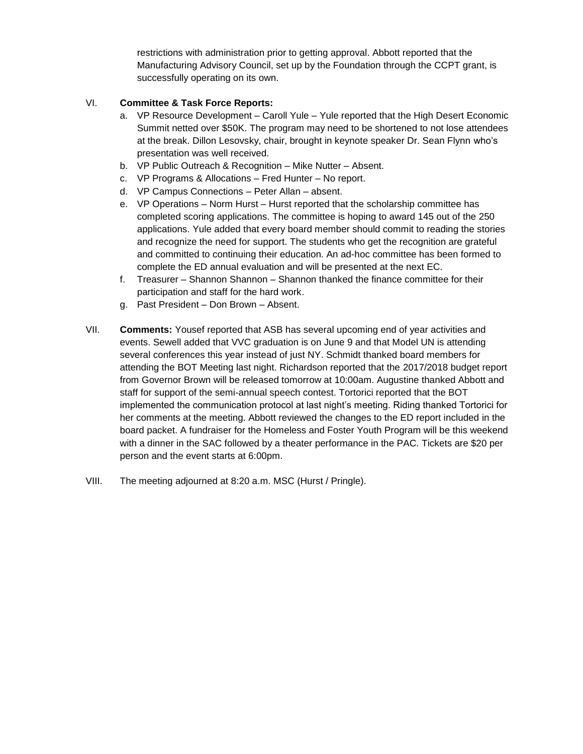restrictions with administration prior to getting approval. Abbott reported that the Manufacturing Advisory Council, set up by the Foundation through the CCPT grant, is successfully operating on its own.

VI. **Committee & Task Force Reports:**

a. VP Resource Development – Caroll Yule – Yule reported that the High Desert Economic Summit netted over $50K. The program may need to be shortened to not lose attendees at the break. Dillon Lesovsky, chair, brought in keynote speaker Dr. Sean Flynn who's presentation was well received.
b. VP Public Outreach & Recognition – Mike Nutter – Absent.
c. VP Programs & Allocations – Fred Hunter – No report.
d. VP Campus Connections – Peter Allan – absent.
e. VP Operations – Norm Hurst – Hurst reported that the scholarship committee has completed scoring applications. The committee is hoping to award 145 out of the 250 applications. Yule added that every board member should commit to reading the stories and recognize the need for support. The students who get the recognition are grateful and committed to continuing their education. An ad-hoc committee has been formed to complete the ED annual evaluation and will be presented at the next EC.
f. Treasurer – Shannon Shannon – Shannon thanked the finance committee for their participation and staff for the hard work.
g. Past President – Don Brown – Absent.

VII. **Comments:** Yousef reported that ASB has several upcoming end of year activities and events. Sewell added that VVC graduation is on June 9 and that Model UN is attending several conferences this year instead of just NY. Schmidt thanked board members for attending the BOT Meeting last night. Richardson reported that the 2017/2018 budget report from Governor Brown will be released tomorrow at 10:00am. Augustine thanked Abbott and staff for support of the semi-annual speech contest. Tortorici reported that the BOT implemented the communication protocol at last night's meeting. Riding thanked Tortorici for her comments at the meeting. Abbott reviewed the changes to the ED report included in the board packet. A fundraiser for the Homeless and Foster Youth Program will be this weekend with a dinner in the SAC followed by a theater performance in the PAC. Tickets are $20 per person and the event starts at 6:00pm.

VIII. The meeting adjourned at 8:20 a.m. MSC (Hurst / Pringle).